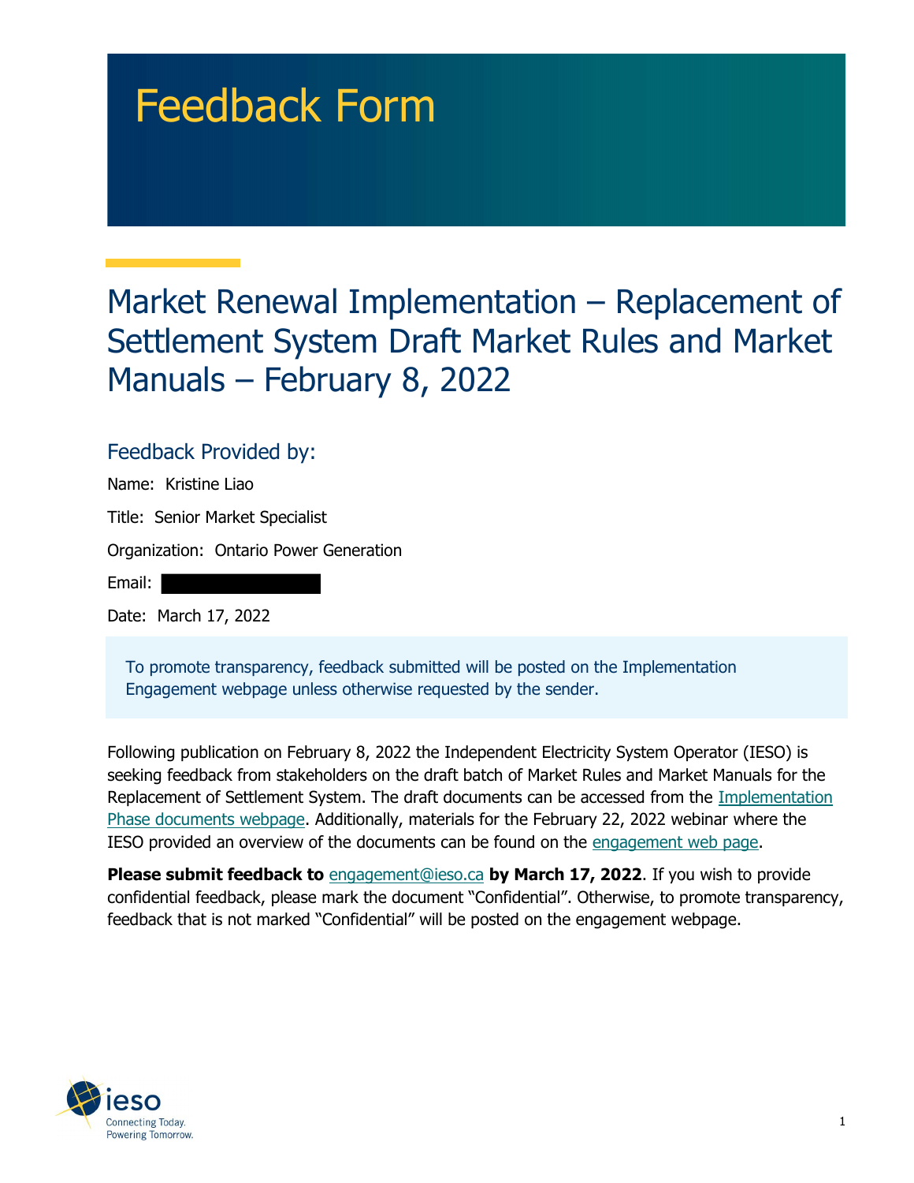# Feedback Form

## Market Renewal Implementation – Replacement of Settlement System Draft Market Rules and Market Manuals – February 8, 2022

### Feedback Provided by:

Name: Kristine Liao

Title: Senior Market Specialist

Organization: Ontario Power Generation

Email:

Date: March 17, 2022

To promote transparency, feedback submitted will be posted on the Implementation Engagement webpage unless otherwise requested by the sender.

Following publication on February 8, 2022 the Independent Electricity System Operator (IESO) is seeking feedback from stakeholders on the draft batch of Market Rules and Market Manuals for the Replacement of Settlement System. The draft documents can be accessed from the Implementation Phase documents webpage. Additionally, materials for the February 22, 2022 webinar where the IESO provided an overview of the documents can be found on the engagement web page.

**Please submit feedback to** engagement@ieso.ca **by March 17, 2022**. If you wish to provide confidential feedback, please mark the document "Confidential". Otherwise, to promote transparency, feedback that is not marked "Confidential" will be posted on the engagement webpage.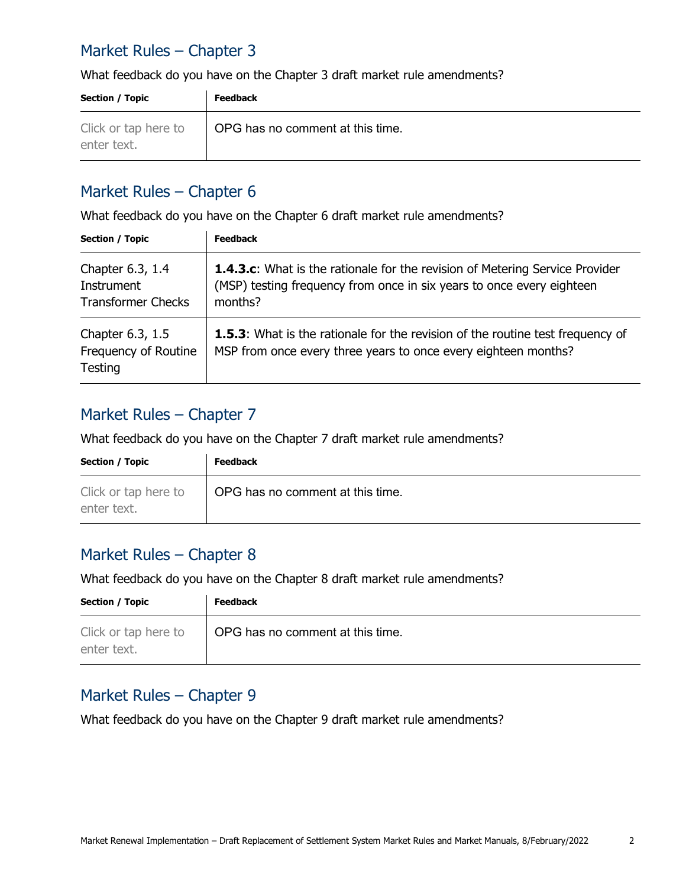## Market Rules – Chapter 3

What feedback do you have on the Chapter 3 draft market rule amendments?

| Section / Topic | Feedback |
|---|---|
| Click or tap here to enter text. | OPG has no comment at this time. |

## Market Rules – Chapter 6

What feedback do you have on the Chapter 6 draft market rule amendments?

| Section / Topic | Feedback |
|---|---|
| Chapter 6.3, 1.4 Instrument Transformer Checks | **1.4.3.c**: What is the rationale for the revision of Metering Service Provider (MSP) testing frequency from once in six years to once every eighteen months? |
| Chapter 6.3, 1.5 Frequency of Routine Testing | **1.5.3**: What is the rationale for the revision of the routine test frequency of MSP from once every three years to once every eighteen months? |

## Market Rules – Chapter 7

What feedback do you have on the Chapter 7 draft market rule amendments?

| Section / Topic | Feedback |
|---|---|
| Click or tap here to enter text. | OPG has no comment at this time. |

## Market Rules – Chapter 8

What feedback do you have on the Chapter 8 draft market rule amendments?

| Section / Topic | Feedback |
|---|---|
| Click or tap here to enter text. | OPG has no comment at this time. |

## Market Rules – Chapter 9

What feedback do you have on the Chapter 9 draft market rule amendments?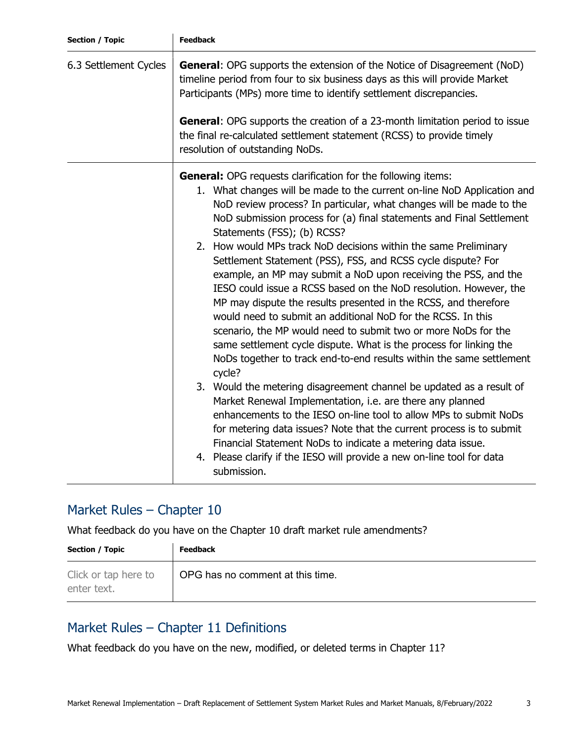| Section / Topic | Feedback |
|---|---|
| 6.3 Settlement Cycles | **General**: OPG supports the extension of the Notice of Disagreement (NoD) timeline period from four to six business days as this will provide Market Participants (MPs) more time to identify settlement discrepancies.<br><br>**General**: OPG supports the creation of a 23-month limitation period to issue the final re-calculated settlement statement (RCSS) to provide timely resolution of outstanding NoDs. |
| | **General:** OPG requests clarification for the following items:<br>1. What changes will be made to the current on-line NoD Application and NoD review process? In particular, what changes will be made to the NoD submission process for (a) final statements and Final Settlement Statements (FSS); (b) RCSS?<br>2. How would MPs track NoD decisions within the same Preliminary Settlement Statement (PSS), FSS, and RCSS cycle dispute? For example, an MP may submit a NoD upon receiving the PSS, and the IESO could issue a RCSS based on the NoD resolution. However, the MP may dispute the results presented in the RCSS, and therefore would need to submit an additional NoD for the RCSS. In this scenario, the MP would need to submit two or more NoDs for the same settlement cycle dispute. What is the process for linking the NoDs together to track end-to-end results within the same settlement cycle?<br>3. Would the metering disagreement channel be updated as a result of Market Renewal Implementation, i.e. are there any planned enhancements to the IESO on-line tool to allow MPs to submit NoDs for metering data issues? Note that the current process is to submit Financial Statement NoDs to indicate a metering data issue.<br>4. Please clarify if the IESO will provide a new on-line tool for data submission. |

## Market Rules – Chapter 10

What feedback do you have on the Chapter 10 draft market rule amendments?

| Section / Topic | Feedback |
|---|---|
| Click or tap here to enter text. | OPG has no comment at this time. |

## Market Rules – Chapter 11 Definitions

What feedback do you have on the new, modified, or deleted terms in Chapter 11?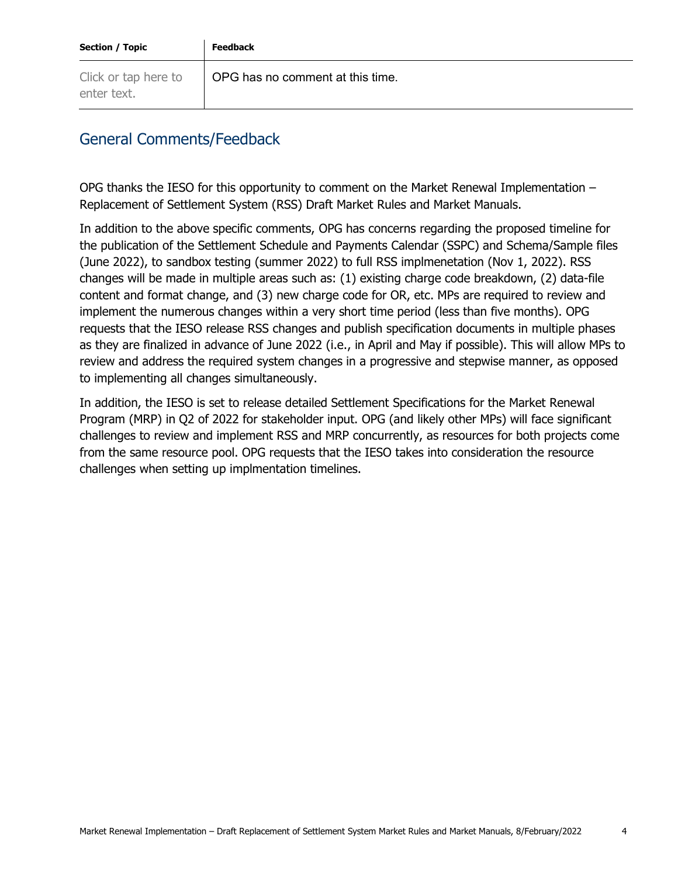| Section / Topic | Feedback |
| --- | --- |
| Click or tap here to enter text. | OPG has no comment at this time. |

## General Comments/Feedback

OPG thanks the IESO for this opportunity to comment on the Market Renewal Implementation – Replacement of Settlement System (RSS) Draft Market Rules and Market Manuals.

In addition to the above specific comments, OPG has concerns regarding the proposed timeline for the publication of the Settlement Schedule and Payments Calendar (SSPC) and Schema/Sample files (June 2022), to sandbox testing (summer 2022) to full RSS implmenetation (Nov 1, 2022). RSS changes will be made in multiple areas such as: (1) existing charge code breakdown, (2) data-file content and format change, and (3) new charge code for OR, etc. MPs are required to review and implement the numerous changes within a very short time period (less than five months). OPG requests that the IESO release RSS changes and publish specification documents in multiple phases as they are finalized in advance of June 2022 (i.e., in April and May if possible). This will allow MPs to review and address the required system changes in a progressive and stepwise manner, as opposed to implementing all changes simultaneously.

In addition, the IESO is set to release detailed Settlement Specifications for the Market Renewal Program (MRP) in Q2 of 2022 for stakeholder input. OPG (and likely other MPs) will face significant challenges to review and implement RSS and MRP concurrently, as resources for both projects come from the same resource pool. OPG requests that the IESO takes into consideration the resource challenges when setting up implmentation timelines.